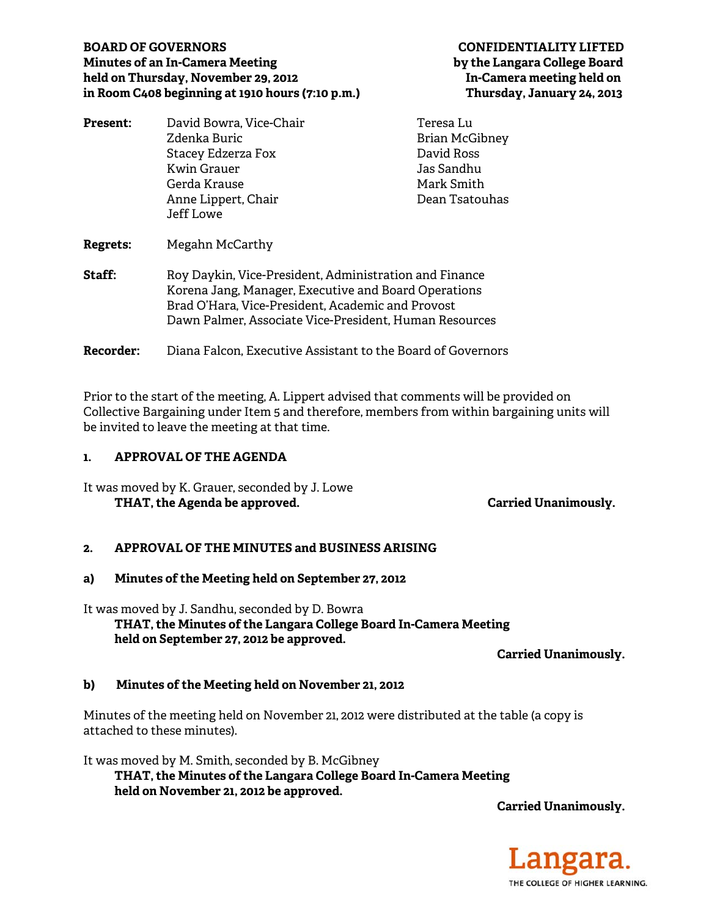**BOARD OF GOVERNORS**
**Minutes of an In-Camera Meeting**
**held on Thursday, November 29, 2012**
**in Room C408 beginning at 1910 hours (7:10 p.m.)**

**CONFIDENTIALITY LIFTED**
**by the Langara College Board**
**In-Camera meeting held on**
**Thursday, January 24, 2013**

**Present:**
David Bowra, Vice-Chair
Zdenka Buric
Stacey Edzerza Fox
Kwin Grauer
Gerda Krause
Anne Lippert, Chair
Jeff Lowe
Teresa Lu
Brian McGibney
David Ross
Jas Sandhu
Mark Smith
Dean Tsatouhas

**Regrets:** Megahn McCarthy

**Staff:**
Roy Daykin, Vice-President, Administration and Finance
Korena Jang, Manager, Executive and Board Operations
Brad O'Hara, Vice-President, Academic and Provost
Dawn Palmer, Associate Vice-President, Human Resources

**Recorder:** Diana Falcon, Executive Assistant to the Board of Governors

Prior to the start of the meeting, A. Lippert advised that comments will be provided on Collective Bargaining under Item 5 and therefore, members from within bargaining units will be invited to leave the meeting at that time.

## 1. APPROVAL OF THE AGENDA

It was moved by K. Grauer, seconded by J. Lowe

**THAT, the Agenda be approved.** **Carried Unanimously.**

## 2. APPROVAL OF THE MINUTES and BUSINESS ARISING

### a) Minutes of the Meeting held on September 27, 2012

It was moved by J. Sandhu, seconded by D. Bowra

**THAT, the Minutes of the Langara College Board In-Camera Meeting held on September 27, 2012 be approved.**

**Carried Unanimously.**

### b) Minutes of the Meeting held on November 21, 2012

Minutes of the meeting held on November 21, 2012 were distributed at the table (a copy is attached to these minutes).

It was moved by M. Smith, seconded by B. McGibney

**THAT, the Minutes of the Langara College Board In-Camera Meeting held on November 21, 2012 be approved.**

**Carried Unanimously.**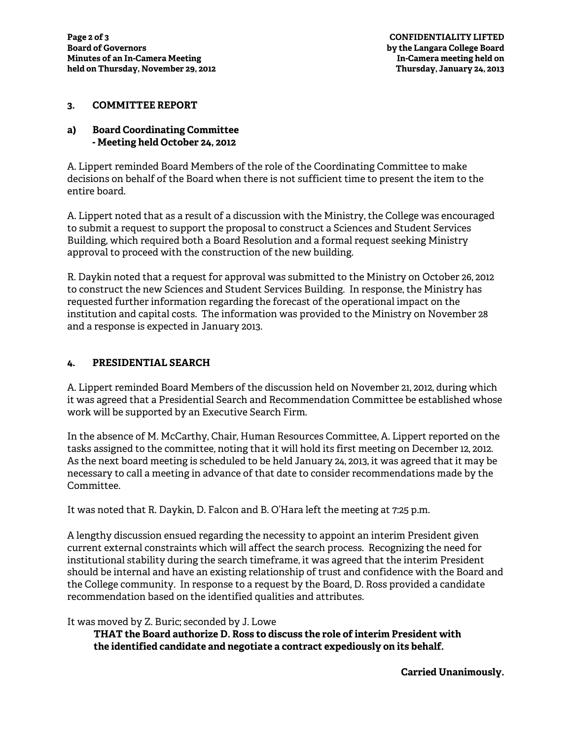## 3. COMMITTEE REPORT

### a) Board Coordinating Committee - Meeting held October 24, 2012

A. Lippert reminded Board Members of the role of the Coordinating Committee to make decisions on behalf of the Board when there is not sufficient time to present the item to the entire board.

A. Lippert noted that as a result of a discussion with the Ministry, the College was encouraged to submit a request to support the proposal to construct a Sciences and Student Services Building, which required both a Board Resolution and a formal request seeking Ministry approval to proceed with the construction of the new building.

R. Daykin noted that a request for approval was submitted to the Ministry on October 26, 2012 to construct the new Sciences and Student Services Building. In response, the Ministry has requested further information regarding the forecast of the operational impact on the institution and capital costs. The information was provided to the Ministry on November 28 and a response is expected in January 2013.

## 4. PRESIDENTIAL SEARCH

A. Lippert reminded Board Members of the discussion held on November 21, 2012, during which it was agreed that a Presidential Search and Recommendation Committee be established whose work will be supported by an Executive Search Firm.

In the absence of M. McCarthy, Chair, Human Resources Committee, A. Lippert reported on the tasks assigned to the committee, noting that it will hold its first meeting on December 12, 2012. As the next board meeting is scheduled to be held January 24, 2013, it was agreed that it may be necessary to call a meeting in advance of that date to consider recommendations made by the Committee.

It was noted that R. Daykin, D. Falcon and B. O'Hara left the meeting at 7:25 p.m.

A lengthy discussion ensued regarding the necessity to appoint an interim President given current external constraints which will affect the search process. Recognizing the need for institutional stability during the search timeframe, it was agreed that the interim President should be internal and have an existing relationship of trust and confidence with the Board and the College community. In response to a request by the Board, D. Ross provided a candidate recommendation based on the identified qualities and attributes.

It was moved by Z. Buric; seconded by J. Lowe

**THAT the Board authorize D. Ross to discuss the role of interim President with the identified candidate and negotiate a contract expediously on its behalf.**

**Carried Unanimously.**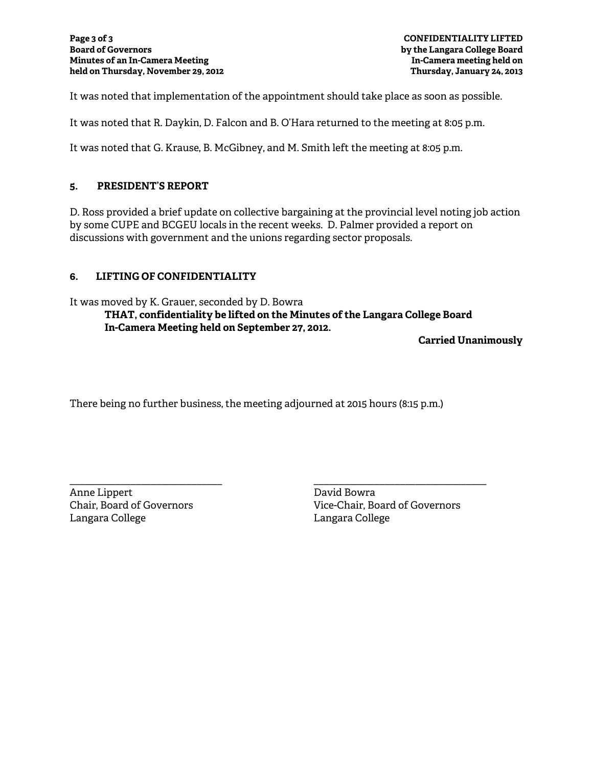It was noted that implementation of the appointment should take place as soon as possible.

It was noted that R. Daykin, D. Falcon and B. O'Hara returned to the meeting at 8:05 p.m.

It was noted that G. Krause, B. McGibney, and M. Smith left the meeting at 8:05 p.m.

## 5. PRESIDENT'S REPORT

D. Ross provided a brief update on collective bargaining at the provincial level noting job action by some CUPE and BCGEU locals in the recent weeks. D. Palmer provided a report on discussions with government and the unions regarding sector proposals.

## 6. LIFTING OF CONFIDENTIALITY

It was moved by K. Grauer, seconded by D. Bowra

> **THAT, confidentiality be lifted on the Minutes of the Langara College Board In-Camera Meeting held on September 27, 2012.**

**Carried Unanimously**

There being no further business, the meeting adjourned at 2015 hours (8:15 p.m.)

_______________________________

Anne Lippert
Chair, Board of Governors
Langara College

_______________________________

David Bowra
Vice-Chair, Board of Governors
Langara College